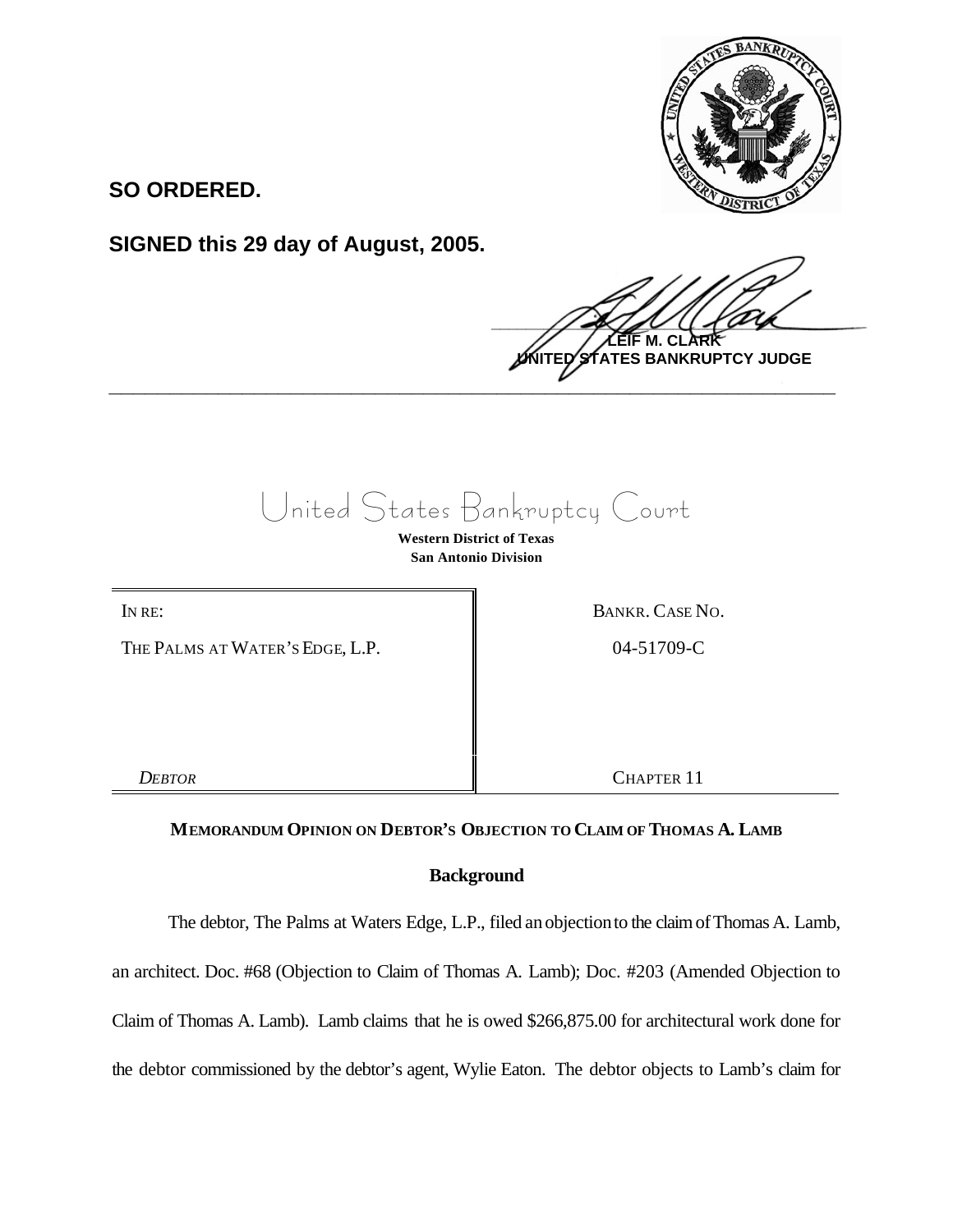**SO ORDERED.**

**SIGNED this 29 day of August, 2005.**

**LEIF M. CLARK**
**UNITED STATES BANKRUPTCY JUDGE**

---

# United States Bankruptcy Court

**Western District of Texas**
**San Antonio Division**

| IN RE: | BANKR. CASE NO. |
|---|---|
| THE PALMS AT WATER'S EDGE, L.P. | 04-51709-C |
| *DEBTOR* | CHAPTER 11 |

**MEMORANDUM OPINION ON DEBTOR'S OBJECTION TO CLAIM OF THOMAS A. LAMB**

**Background**

The debtor, The Palms at Waters Edge, L.P., filed an objection to the claim of Thomas A. Lamb, an architect. Doc. #68 (Objection to Claim of Thomas A. Lamb); Doc. #203 (Amended Objection to Claim of Thomas A. Lamb). Lamb claims that he is owed $266,875.00 for architectural work done for the debtor commissioned by the debtor's agent, Wylie Eaton. The debtor objects to Lamb's claim for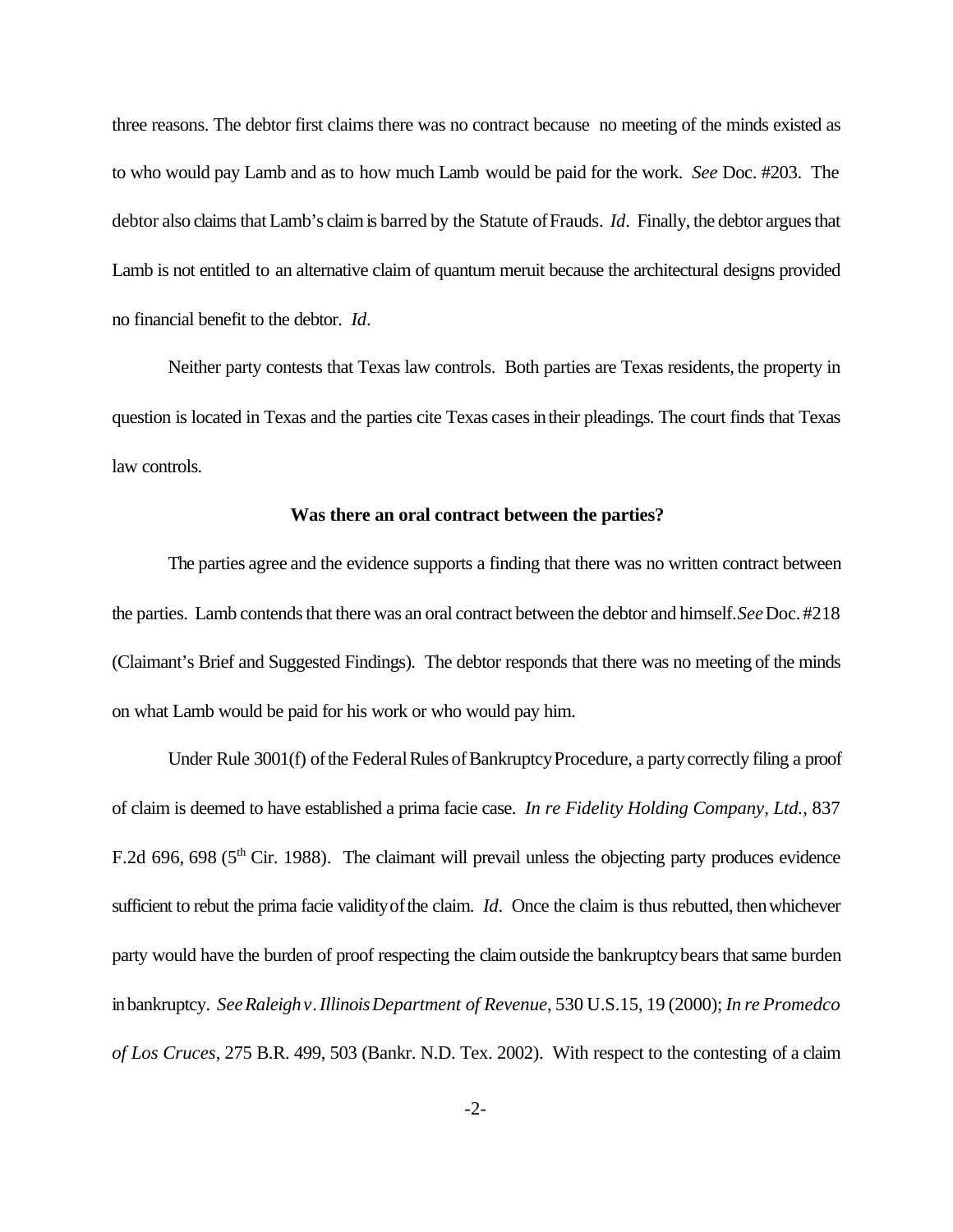three reasons. The debtor first claims there was no contract because no meeting of the minds existed as to who would pay Lamb and as to how much Lamb would be paid for the work. *See* Doc. #203. The debtor also claims that Lamb's claim is barred by the Statute of Frauds. *Id*. Finally, the debtor argues that Lamb is not entitled to an alternative claim of quantum meruit because the architectural designs provided no financial benefit to the debtor. *Id*.

Neither party contests that Texas law controls. Both parties are Texas residents, the property in question is located in Texas and the parties cite Texas cases in their pleadings. The court finds that Texas law controls.

**Was there an oral contract between the parties?**

The parties agree and the evidence supports a finding that there was no written contract between the parties. Lamb contends that there was an oral contract between the debtor and himself. *See* Doc. #218 (Claimant's Brief and Suggested Findings). The debtor responds that there was no meeting of the minds on what Lamb would be paid for his work or who would pay him.

Under Rule 3001(f) of the Federal Rules of Bankruptcy Procedure, a party correctly filing a proof of claim is deemed to have established a prima facie case. *In re Fidelity Holding Company, Ltd.*, 837 F.2d 696, 698 (5th Cir. 1988). The claimant will prevail unless the objecting party produces evidence sufficient to rebut the prima facie validity of the claim. *Id*. Once the claim is thus rebutted, then whichever party would have the burden of proof respecting the claim outside the bankruptcy bears that same burden in bankruptcy. *See Raleigh v. Illinois Department of Revenue*, 530 U.S. 15, 19 (2000); *In re Promedco of Los Cruces*, 275 B.R. 499, 503 (Bankr. N.D. Tex. 2002). With respect to the contesting of a claim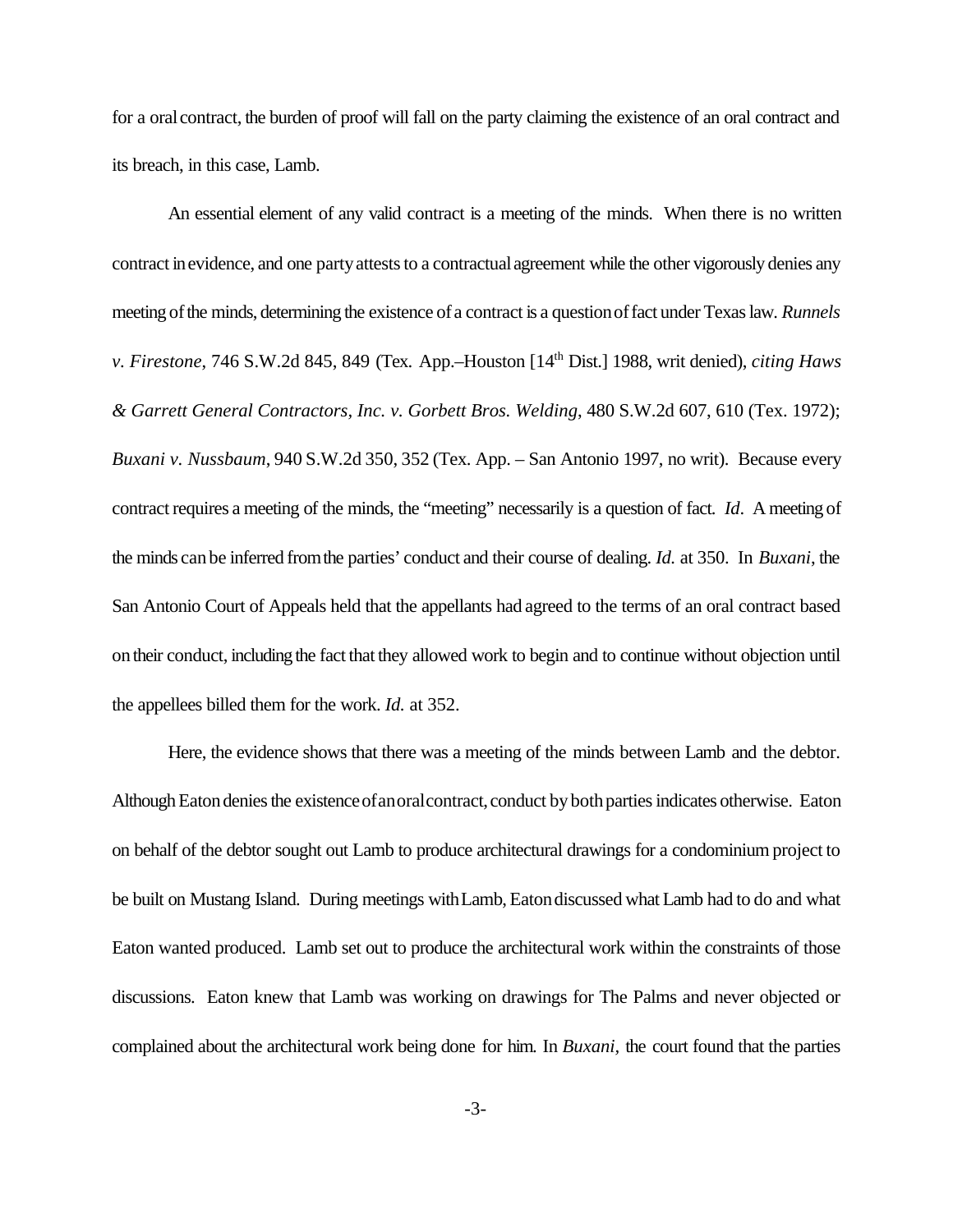for a oral contract, the burden of proof will fall on the party claiming the existence of an oral contract and its breach, in this case, Lamb.

An essential element of any valid contract is a meeting of the minds. When there is no written contract in evidence, and one party attests to a contractual agreement while the other vigorously denies any meeting of the minds, determining the existence of a contract is a question of fact under Texas law. *Runnels v. Firestone*, 746 S.W.2d 845, 849 (Tex. App.–Houston [14th Dist.] 1988, writ denied), *citing Haws & Garrett General Contractors, Inc. v. Gorbett Bros. Welding*, 480 S.W.2d 607, 610 (Tex. 1972); *Buxani v. Nussbaum*, 940 S.W.2d 350, 352 (Tex. App. – San Antonio 1997, no writ). Because every contract requires a meeting of the minds, the "meeting" necessarily is a question of fact. *Id*. A meeting of the minds can be inferred from the parties' conduct and their course of dealing. *Id.* at 350. In *Buxani*, the San Antonio Court of Appeals held that the appellants had agreed to the terms of an oral contract based on their conduct, including the fact that they allowed work to begin and to continue without objection until the appellees billed them for the work. *Id.* at 352.

Here, the evidence shows that there was a meeting of the minds between Lamb and the debtor. Although Eaton denies the existence of an oral contract, conduct by both parties indicates otherwise. Eaton on behalf of the debtor sought out Lamb to produce architectural drawings for a condominium project to be built on Mustang Island. During meetings with Lamb, Eaton discussed what Lamb had to do and what Eaton wanted produced. Lamb set out to produce the architectural work within the constraints of those discussions. Eaton knew that Lamb was working on drawings for The Palms and never objected or complained about the architectural work being done for him. In *Buxani*, the court found that the parties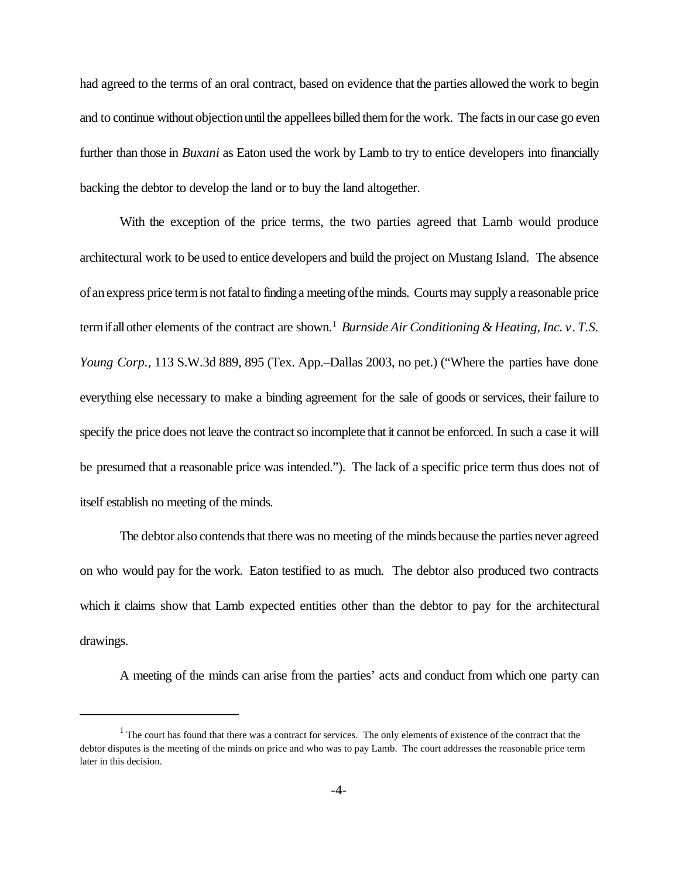had agreed to the terms of an oral contract, based on evidence that the parties allowed the work to begin and to continue without objection until the appellees billed them for the work. The facts in our case go even further than those in *Buxani* as Eaton used the work by Lamb to try to entice developers into financially backing the debtor to develop the land or to buy the land altogether.

With the exception of the price terms, the two parties agreed that Lamb would produce architectural work to be used to entice developers and build the project on Mustang Island. The absence of an express price term is not fatal to finding a meeting of the minds. Courts may supply a reasonable price term if all other elements of the contract are shown.[1] *Burnside Air Conditioning & Heating, Inc. v. T.S. Young Corp.*, 113 S.W.3d 889, 895 (Tex. App.–Dallas 2003, no pet.) ("Where the parties have done everything else necessary to make a binding agreement for the sale of goods or services, their failure to specify the price does not leave the contract so incomplete that it cannot be enforced. In such a case it will be presumed that a reasonable price was intended."). The lack of a specific price term thus does not of itself establish no meeting of the minds.

The debtor also contends that there was no meeting of the minds because the parties never agreed on who would pay for the work. Eaton testified to as much. The debtor also produced two contracts which it claims show that Lamb expected entities other than the debtor to pay for the architectural drawings.

A meeting of the minds can arise from the parties' acts and conduct from which one party can

---

[1] The court has found that there was a contract for services. The only elements of existence of the contract that the debtor disputes is the meeting of the minds on price and who was to pay Lamb. The court addresses the reasonable price term later in this decision.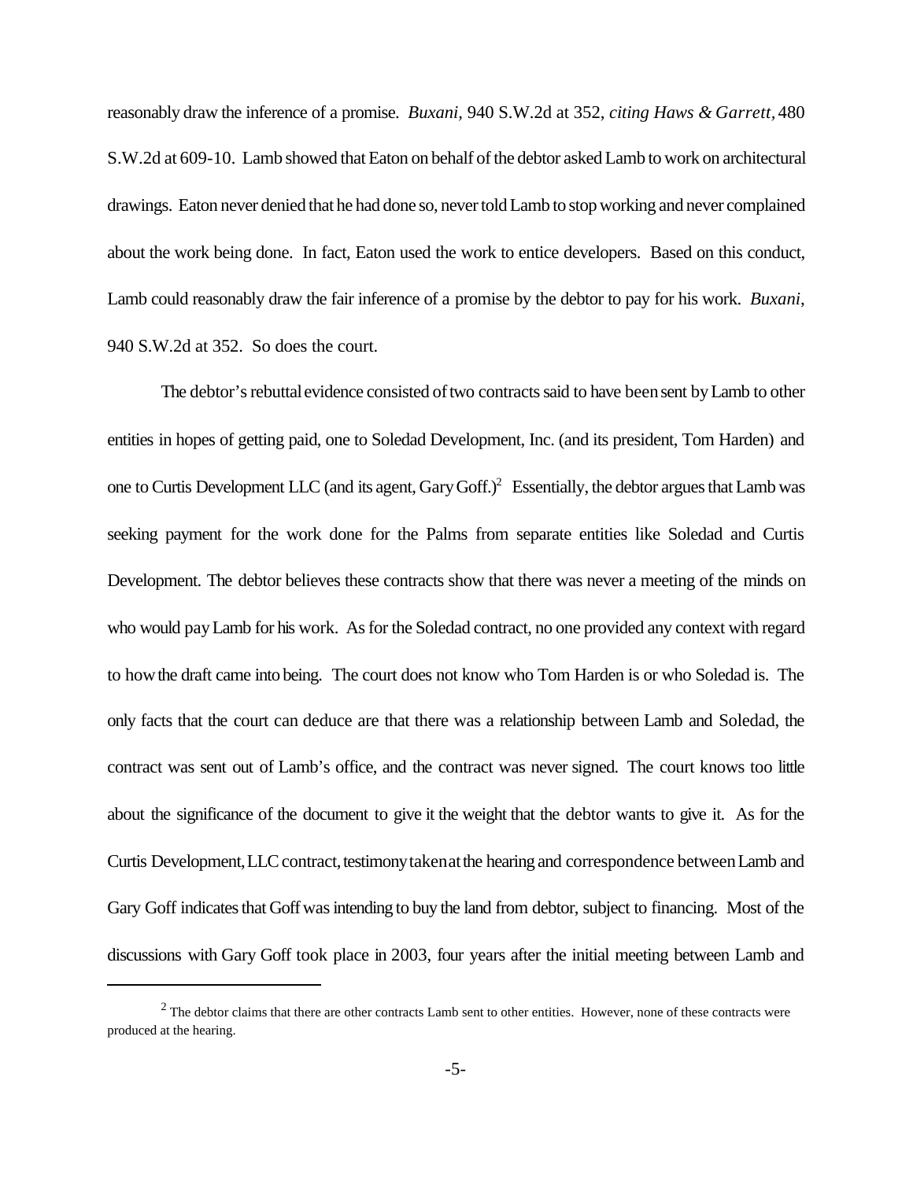reasonably draw the inference of a promise. *Buxani,* 940 S.W.2d at 352, *citing Haws & Garrett*, 480 S.W.2d at 609-10. Lamb showed that Eaton on behalf of the debtor asked Lamb to work on architectural drawings. Eaton never denied that he had done so, never told Lamb to stop working and never complained about the work being done. In fact, Eaton used the work to entice developers. Based on this conduct, Lamb could reasonably draw the fair inference of a promise by the debtor to pay for his work. *Buxani,* 940 S.W.2d at 352. So does the court.

The debtor's rebuttal evidence consisted of two contracts said to have been sent by Lamb to other entities in hopes of getting paid, one to Soledad Development, Inc. (and its president, Tom Harden) and one to Curtis Development LLC (and its agent, Gary Goff.)[2] Essentially, the debtor argues that Lamb was seeking payment for the work done for the Palms from separate entities like Soledad and Curtis Development. The debtor believes these contracts show that there was never a meeting of the minds on who would pay Lamb for his work. As for the Soledad contract, no one provided any context with regard to how the draft came into being. The court does not know who Tom Harden is or who Soledad is. The only facts that the court can deduce are that there was a relationship between Lamb and Soledad, the contract was sent out of Lamb's office, and the contract was never signed. The court knows too little about the significance of the document to give it the weight that the debtor wants to give it. As for the Curtis Development, LLC contract, testimony taken at the hearing and correspondence between Lamb and Gary Goff indicates that Goff was intending to buy the land from debtor, subject to financing. Most of the discussions with Gary Goff took place in 2003, four years after the initial meeting between Lamb and

[2] The debtor claims that there are other contracts Lamb sent to other entities. However, none of these contracts were produced at the hearing.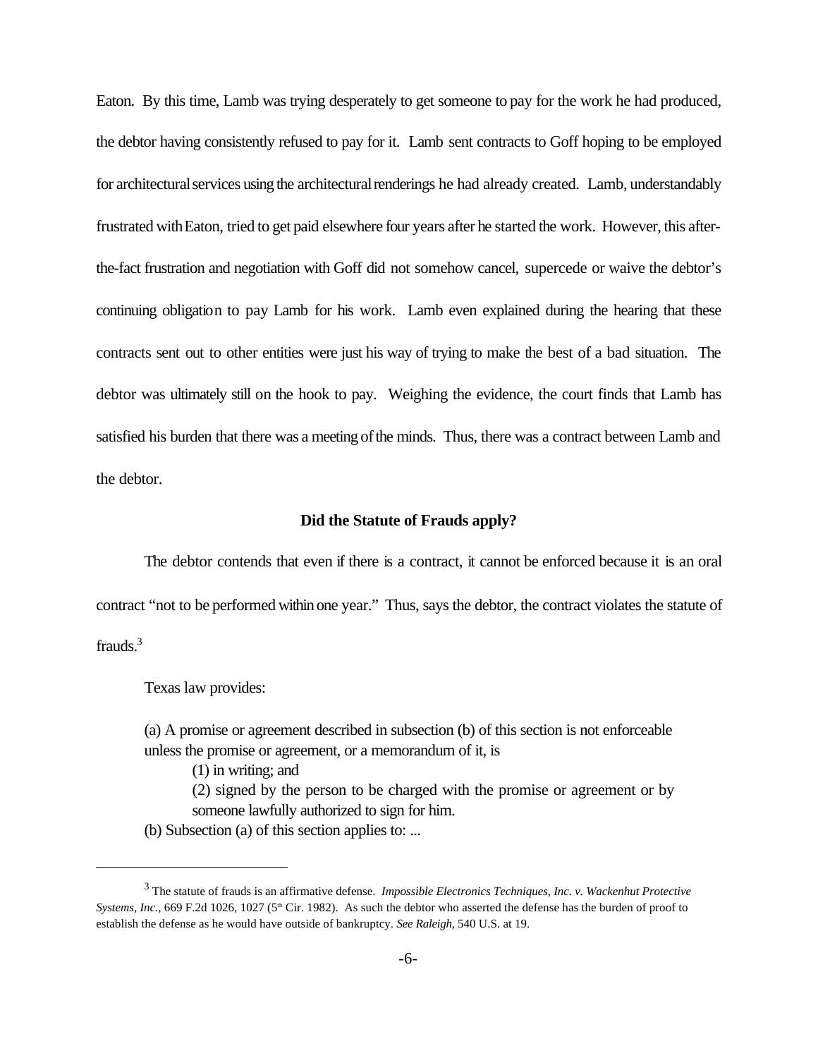Eaton. By this time, Lamb was trying desperately to get someone to pay for the work he had produced, the debtor having consistently refused to pay for it. Lamb sent contracts to Goff hoping to be employed for architectural services using the architectural renderings he had already created. Lamb, understandably frustrated with Eaton, tried to get paid elsewhere four years after he started the work. However, this after-the-fact frustration and negotiation with Goff did not somehow cancel, supercede or waive the debtor's continuing obligation to pay Lamb for his work. Lamb even explained during the hearing that these contracts sent out to other entities were just his way of trying to make the best of a bad situation. The debtor was ultimately still on the hook to pay. Weighing the evidence, the court finds that Lamb has satisfied his burden that there was a meeting of the minds. Thus, there was a contract between Lamb and the debtor.

**Did the Statute of Frauds apply?**

The debtor contends that even if there is a contract, it cannot be enforced because it is an oral contract "not to be performed within one year." Thus, says the debtor, the contract violates the statute of frauds.[3]

Texas law provides:

> (a) A promise or agreement described in subsection (b) of this section is not enforceable unless the promise or agreement, or a memorandum of it, is
>
> (1) in writing; and
>
> (2) signed by the person to be charged with the promise or agreement or by someone lawfully authorized to sign for him.
>
> (b) Subsection (a) of this section applies to: ...

---

[3] The statute of frauds is an affirmative defense. *Impossible Electronics Techniques, Inc. v. Wackenhut Protective Systems, Inc.*, 669 F.2d 1026, 1027 (5th Cir. 1982). As such the debtor who asserted the defense has the burden of proof to establish the defense as he would have outside of bankruptcy. *See Raleigh*, 540 U.S. at 19.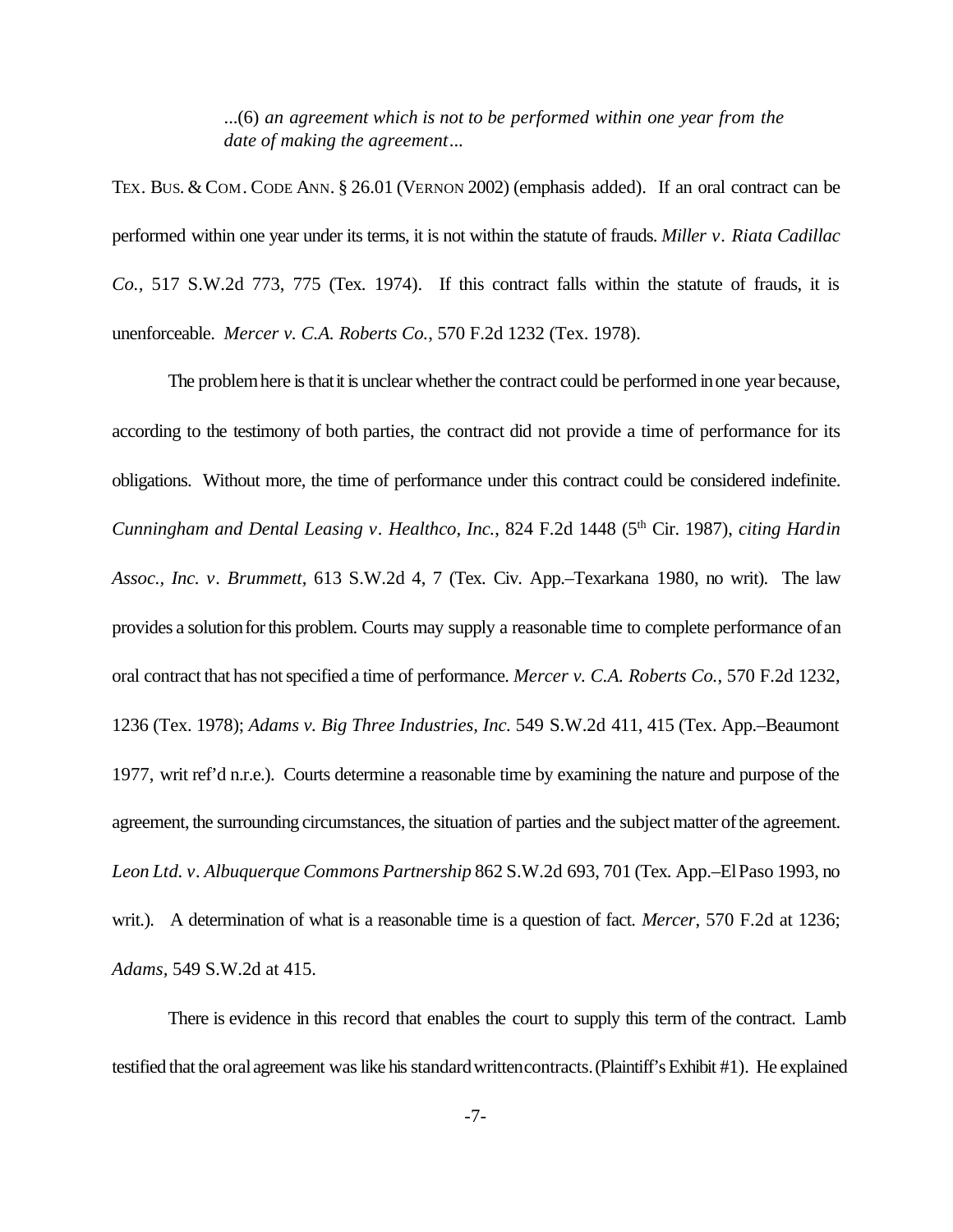> ...(6) *an agreement which is not to be performed within one year from the date of making the agreement*...

TEX. BUS. & COM. CODE ANN. § 26.01 (VERNON 2002) (emphasis added). If an oral contract can be performed within one year under its terms, it is not within the statute of frauds. *Miller v. Riata Cadillac Co.*, 517 S.W.2d 773, 775 (Tex. 1974). If this contract falls within the statute of frauds, it is unenforceable. *Mercer v. C.A. Roberts Co.*, 570 F.2d 1232 (Tex. 1978).

The problem here is that it is unclear whether the contract could be performed in one year because, according to the testimony of both parties, the contract did not provide a time of performance for its obligations. Without more, the time of performance under this contract could be considered indefinite. *Cunningham and Dental Leasing v. Healthco, Inc.*, 824 F.2d 1448 (5th Cir. 1987), *citing Hardin Assoc., Inc. v. Brummett*, 613 S.W.2d 4, 7 (Tex. Civ. App.–Texarkana 1980, no writ). The law provides a solution for this problem. Courts may supply a reasonable time to complete performance of an oral contract that has not specified a time of performance. *Mercer v. C.A. Roberts Co.*, 570 F.2d 1232, 1236 (Tex. 1978); *Adams v. Big Three Industries, Inc.* 549 S.W.2d 411, 415 (Tex. App.–Beaumont 1977, writ ref'd n.r.e.). Courts determine a reasonable time by examining the nature and purpose of the agreement, the surrounding circumstances, the situation of parties and the subject matter of the agreement. *Leon Ltd. v. Albuquerque Commons Partnership* 862 S.W.2d 693, 701 (Tex. App.–El Paso 1993, no writ.). A determination of what is a reasonable time is a question of fact. *Mercer*, 570 F.2d at 1236; *Adams*, 549 S.W.2d at 415.

There is evidence in this record that enables the court to supply this term of the contract. Lamb testified that the oral agreement was like his standard written contracts. (Plaintiff's Exhibit #1). He explained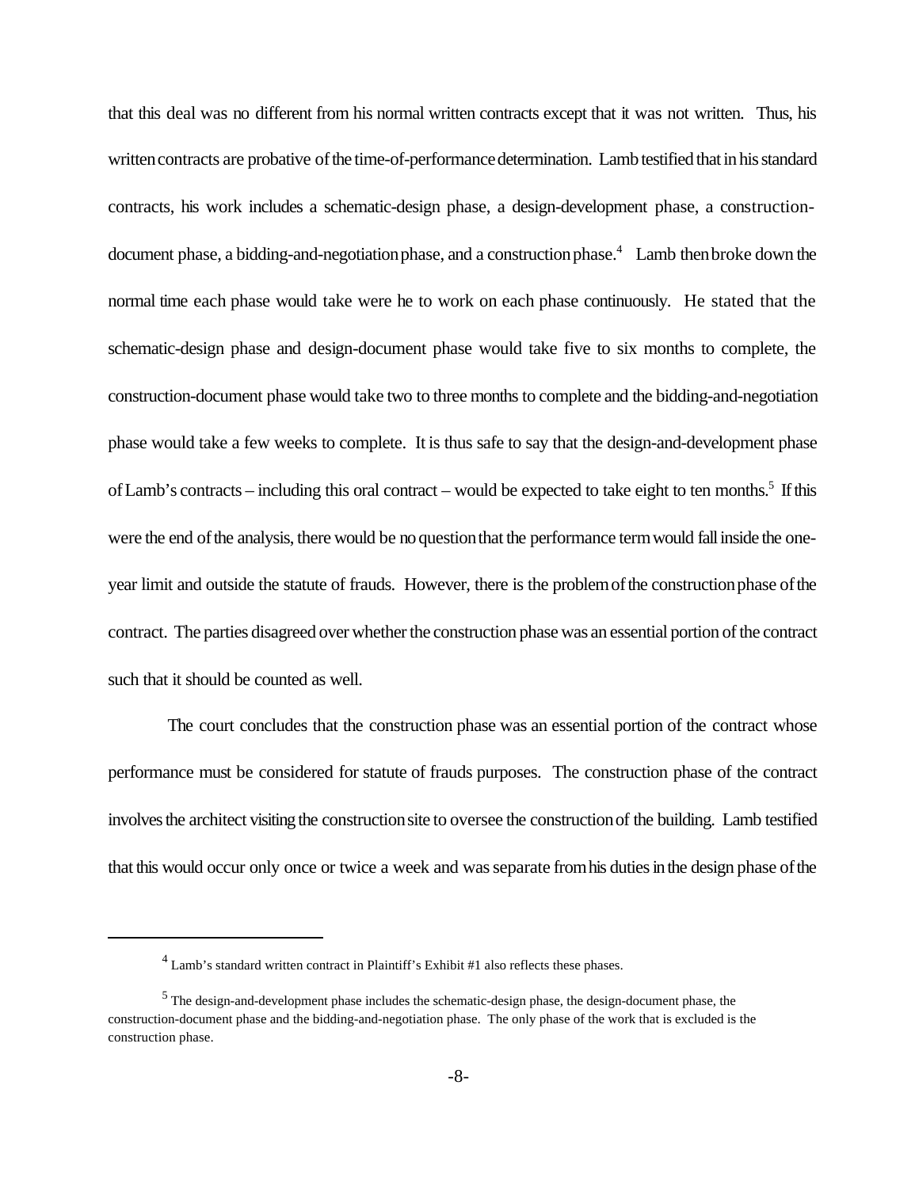that this deal was no different from his normal written contracts except that it was not written. Thus, his written contracts are probative of the time-of-performance determination. Lamb testified that in his standard contracts, his work includes a schematic-design phase, a design-development phase, a construction-document phase, a bidding-and-negotiation phase, and a construction phase.[4] Lamb then broke down the normal time each phase would take were he to work on each phase continuously. He stated that the schematic-design phase and design-document phase would take five to six months to complete, the construction-document phase would take two to three months to complete and the bidding-and-negotiation phase would take a few weeks to complete. It is thus safe to say that the design-and-development phase of Lamb's contracts – including this oral contract – would be expected to take eight to ten months.[5] If this were the end of the analysis, there would be no question that the performance term would fall inside the one-year limit and outside the statute of frauds. However, there is the problem of the construction phase of the contract. The parties disagreed over whether the construction phase was an essential portion of the contract such that it should be counted as well.

The court concludes that the construction phase was an essential portion of the contract whose performance must be considered for statute of frauds purposes. The construction phase of the contract involves the architect visiting the construction site to oversee the construction of the building. Lamb testified that this would occur only once or twice a week and was separate from his duties in the design phase of the

---

[4] Lamb's standard written contract in Plaintiff's Exhibit #1 also reflects these phases.

[5] The design-and-development phase includes the schematic-design phase, the design-document phase, the construction-document phase and the bidding-and-negotiation phase. The only phase of the work that is excluded is the construction phase.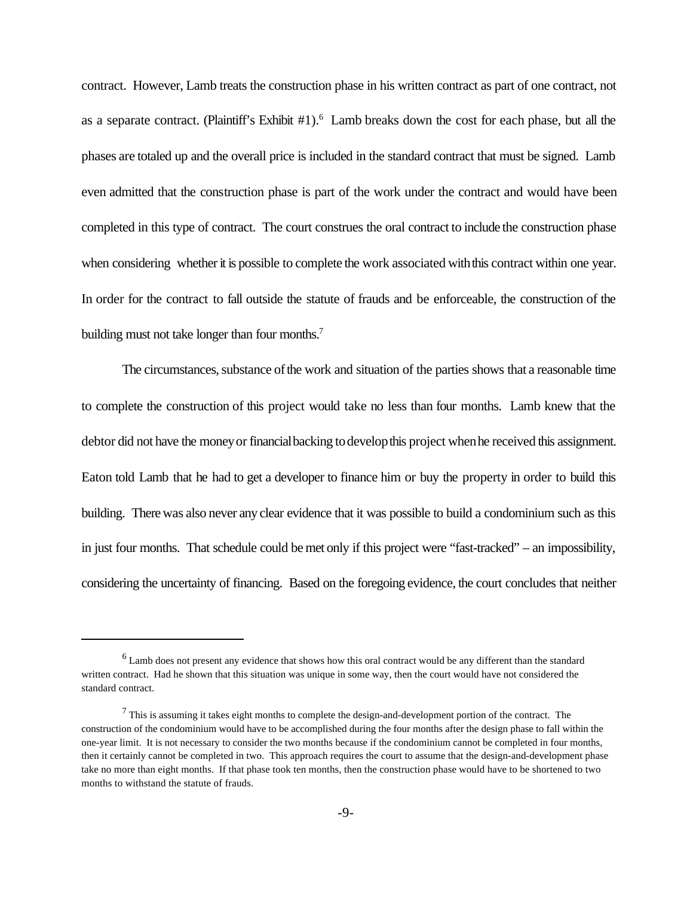contract. However, Lamb treats the construction phase in his written contract as part of one contract, not as a separate contract. (Plaintiff's Exhibit #1).[6] Lamb breaks down the cost for each phase, but all the phases are totaled up and the overall price is included in the standard contract that must be signed. Lamb even admitted that the construction phase is part of the work under the contract and would have been completed in this type of contract. The court construes the oral contract to include the construction phase when considering whether it is possible to complete the work associated with this contract within one year. In order for the contract to fall outside the statute of frauds and be enforceable, the construction of the building must not take longer than four months.[7]

The circumstances, substance of the work and situation of the parties shows that a reasonable time to complete the construction of this project would take no less than four months. Lamb knew that the debtor did not have the money or financial backing to develop this project when he received this assignment. Eaton told Lamb that he had to get a developer to finance him or buy the property in order to build this building. There was also never any clear evidence that it was possible to build a condominium such as this in just four months. That schedule could be met only if this project were "fast-tracked" – an impossibility, considering the uncertainty of financing. Based on the foregoing evidence, the court concludes that neither

---

[6] Lamb does not present any evidence that shows how this oral contract would be any different than the standard written contract. Had he shown that this situation was unique in some way, then the court would have not considered the standard contract.

[7] This is assuming it takes eight months to complete the design-and-development portion of the contract. The construction of the condominium would have to be accomplished during the four months after the design phase to fall within the one-year limit. It is not necessary to consider the two months because if the condominium cannot be completed in four months, then it certainly cannot be completed in two. This approach requires the court to assume that the design-and-development phase take no more than eight months. If that phase took ten months, then the construction phase would have to be shortened to two months to withstand the statute of frauds.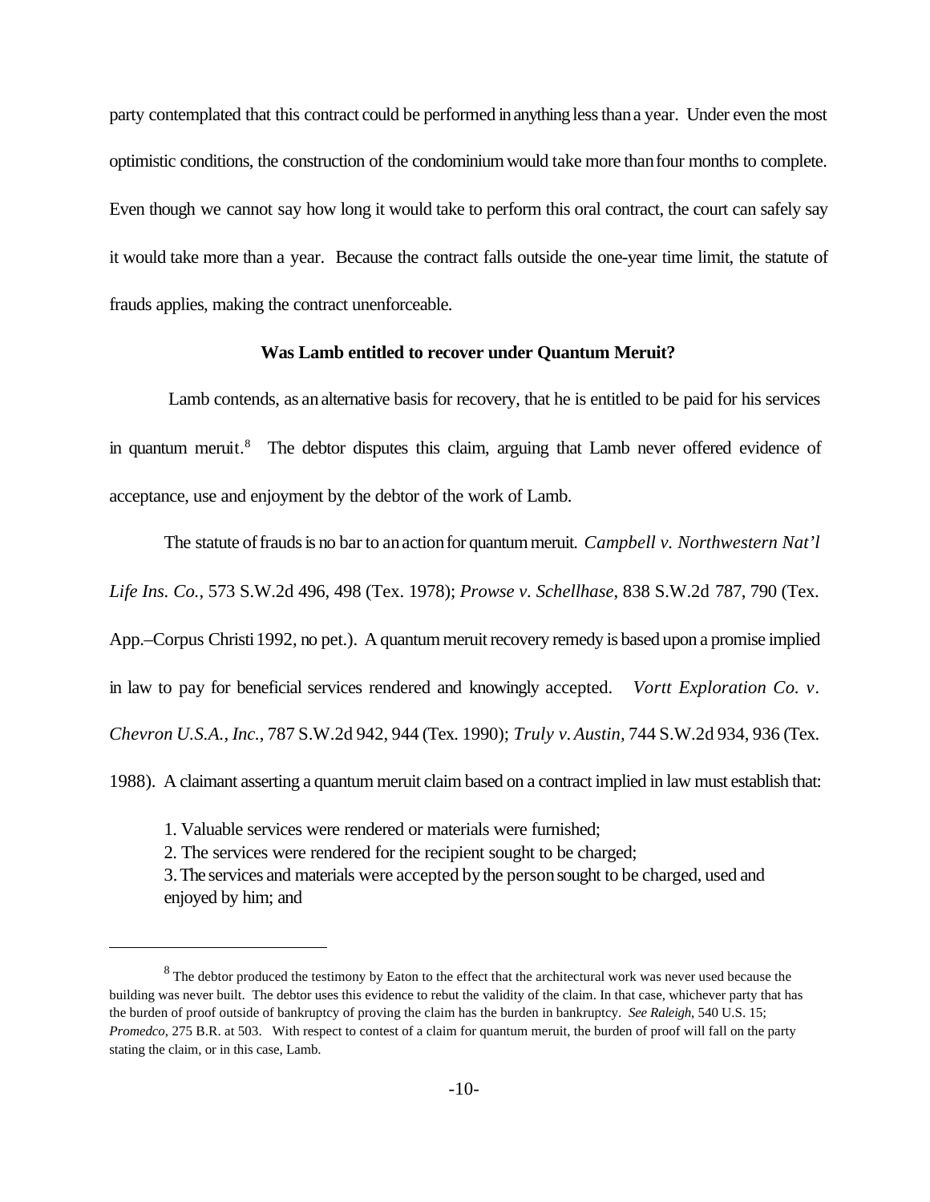party contemplated that this contract could be performed in anything less than a year. Under even the most optimistic conditions, the construction of the condominium would take more than four months to complete. Even though we cannot say how long it would take to perform this oral contract, the court can safely say it would take more than a year. Because the contract falls outside the one-year time limit, the statute of frauds applies, making the contract unenforceable.

**Was Lamb entitled to recover under Quantum Meruit?**

Lamb contends, as an alternative basis for recovery, that he is entitled to be paid for his services in quantum meruit.[8] The debtor disputes this claim, arguing that Lamb never offered evidence of acceptance, use and enjoyment by the debtor of the work of Lamb.

The statute of frauds is no bar to an action for quantum meruit. *Campbell v. Northwestern Nat'l Life Ins. Co.*, 573 S.W.2d 496, 498 (Tex. 1978); *Prowse v. Schellhase*, 838 S.W.2d 787, 790 (Tex. App.–Corpus Christi 1992, no pet.). A quantum meruit recovery remedy is based upon a promise implied in law to pay for beneficial services rendered and knowingly accepted. *Vortt Exploration Co. v. Chevron U.S.A., Inc.*, 787 S.W.2d 942, 944 (Tex. 1990); *Truly v. Austin*, 744 S.W.2d 934, 936 (Tex. 1988). A claimant asserting a quantum meruit claim based on a contract implied in law must establish that:

1. Valuable services were rendered or materials were furnished;
2. The services were rendered for the recipient sought to be charged;
3. The services and materials were accepted by the person sought to be charged, used and enjoyed by him; and

---

[8] The debtor produced the testimony by Eaton to the effect that the architectural work was never used because the building was never built. The debtor uses this evidence to rebut the validity of the claim. In that case, whichever party that has the burden of proof outside of bankruptcy of proving the claim has the burden in bankruptcy. *See Raleigh*, 540 U.S. 15; *Promedco*, 275 B.R. at 503. With respect to contest of a claim for quantum meruit, the burden of proof will fall on the party stating the claim, or in this case, Lamb.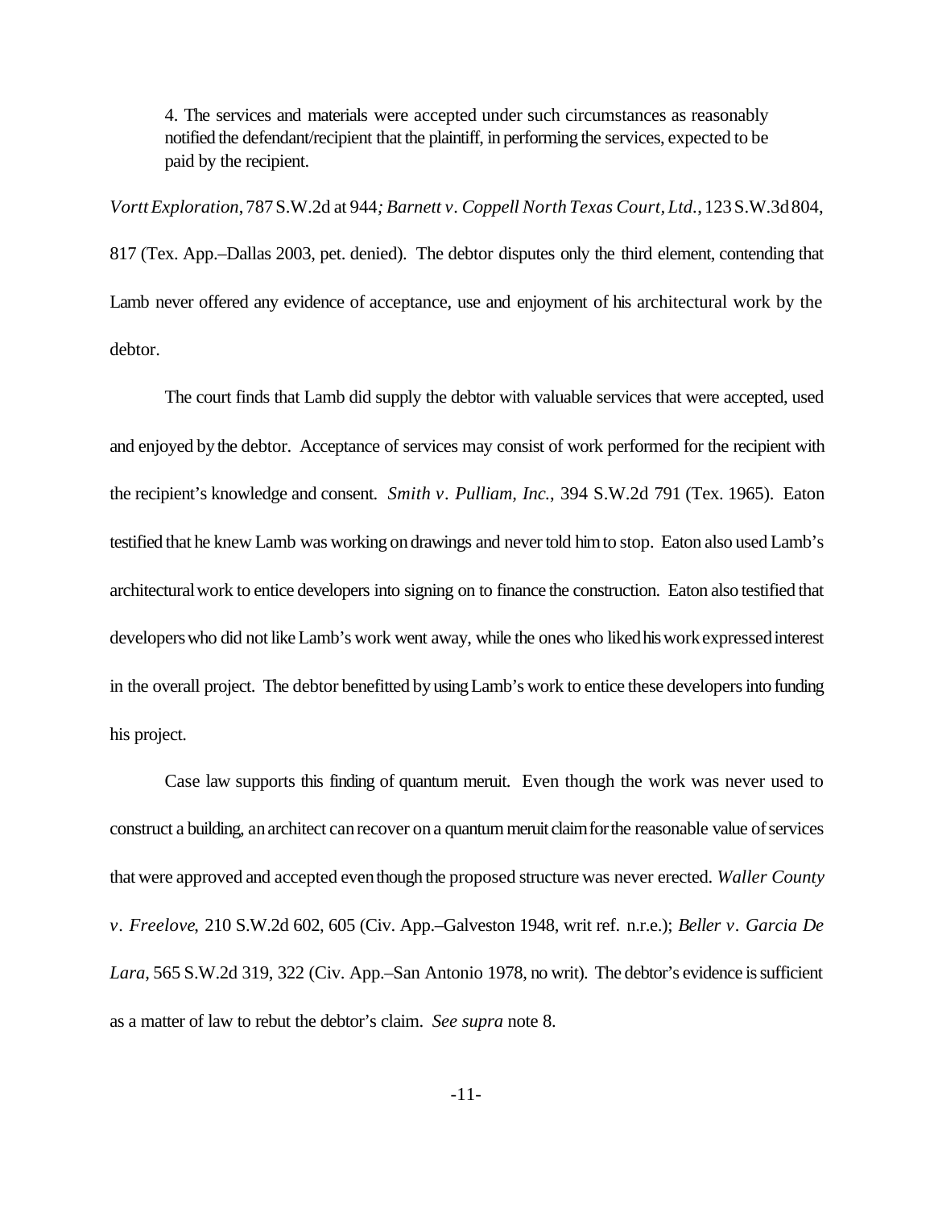4. The services and materials were accepted under such circumstances as reasonably notified the defendant/recipient that the plaintiff, in performing the services, expected to be paid by the recipient.

*Vortt Exploration*, 787 S.W.2d at 944*; Barnett v. Coppell North Texas Court, Ltd.*, 123 S.W.3d 804, 817 (Tex. App.–Dallas 2003, pet. denied). The debtor disputes only the third element, contending that Lamb never offered any evidence of acceptance, use and enjoyment of his architectural work by the debtor.

The court finds that Lamb did supply the debtor with valuable services that were accepted, used and enjoyed by the debtor. Acceptance of services may consist of work performed for the recipient with the recipient's knowledge and consent. *Smith v. Pulliam, Inc.*, 394 S.W.2d 791 (Tex. 1965). Eaton testified that he knew Lamb was working on drawings and never told him to stop. Eaton also used Lamb's architectural work to entice developers into signing on to finance the construction. Eaton also testified that developers who did not like Lamb's work went away, while the ones who liked his work expressed interest in the overall project. The debtor benefitted by using Lamb's work to entice these developers into funding his project.

Case law supports this finding of quantum meruit. Even though the work was never used to construct a building, an architect can recover on a quantum meruit claim for the reasonable value of services that were approved and accepted even though the proposed structure was never erected. *Waller County v. Freelove*, 210 S.W.2d 602, 605 (Civ. App.–Galveston 1948, writ ref. n.r.e.); *Beller v. Garcia De Lara*, 565 S.W.2d 319, 322 (Civ. App.–San Antonio 1978, no writ). The debtor's evidence is sufficient as a matter of law to rebut the debtor's claim. *See supra* note 8.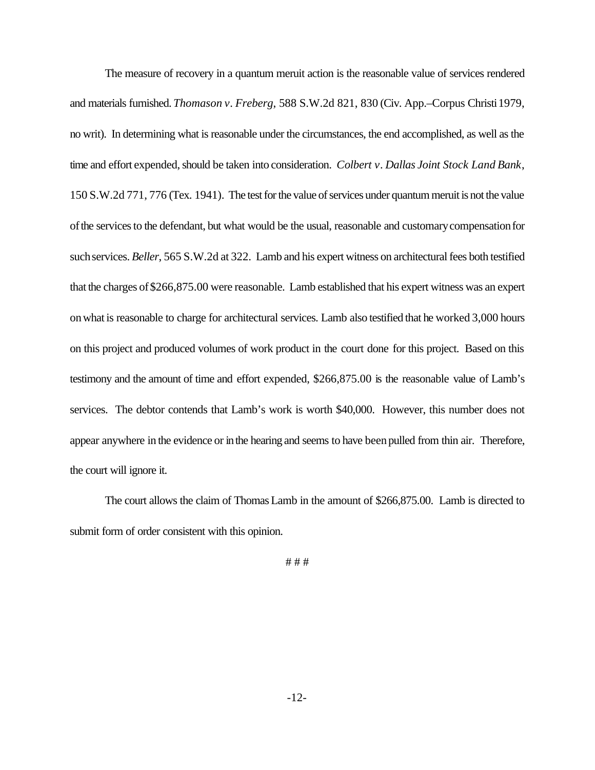The measure of recovery in a quantum meruit action is the reasonable value of services rendered and materials furnished. *Thomason v. Freberg*, 588 S.W.2d 821, 830 (Civ. App.–Corpus Christi 1979, no writ). In determining what is reasonable under the circumstances, the end accomplished, as well as the time and effort expended, should be taken into consideration. *Colbert v. Dallas Joint Stock Land Bank*, 150 S.W.2d 771, 776 (Tex. 1941). The test for the value of services under quantum meruit is not the value of the services to the defendant, but what would be the usual, reasonable and customary compensation for such services. *Beller*, 565 S.W.2d at 322. Lamb and his expert witness on architectural fees both testified that the charges of $266,875.00 were reasonable. Lamb established that his expert witness was an expert on what is reasonable to charge for architectural services. Lamb also testified that he worked 3,000 hours on this project and produced volumes of work product in the court done for this project. Based on this testimony and the amount of time and effort expended, $266,875.00 is the reasonable value of Lamb's services. The debtor contends that Lamb's work is worth $40,000. However, this number does not appear anywhere in the evidence or in the hearing and seems to have been pulled from thin air. Therefore, the court will ignore it.

The court allows the claim of Thomas Lamb in the amount of $266,875.00. Lamb is directed to submit form of order consistent with this opinion.

# # #